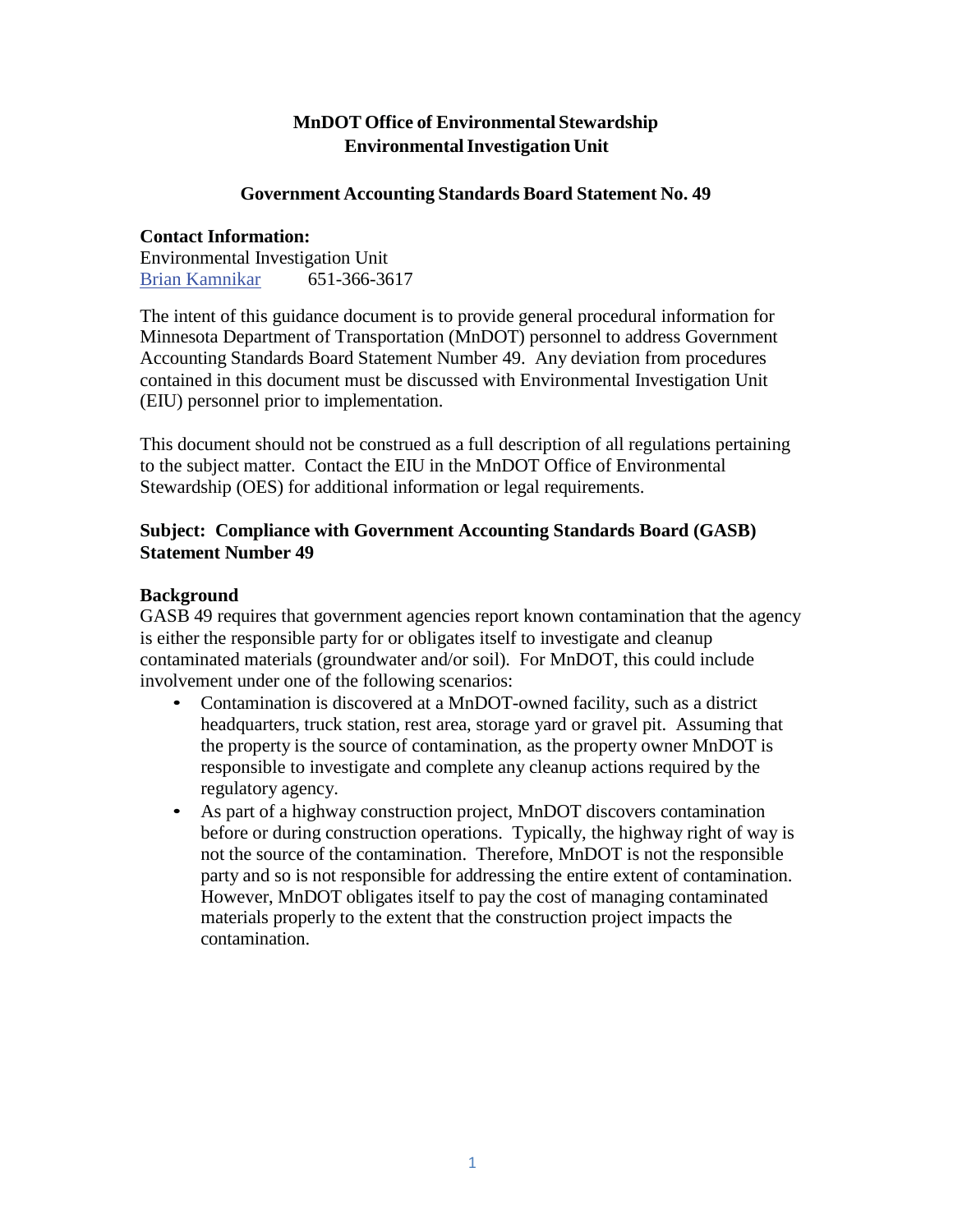**MnDOT Office of Environmental Stewardship**
**Environmental Investigation Unit**

**Government Accounting Standards Board Statement No. 49**

**Contact Information:**
Environmental Investigation Unit
Brian Kamnikar 651-366-3617

The intent of this guidance document is to provide general procedural information for Minnesota Department of Transportation (MnDOT) personnel to address Government Accounting Standards Board Statement Number 49. Any deviation from procedures contained in this document must be discussed with Environmental Investigation Unit (EIU) personnel prior to implementation.

This document should not be construed as a full description of all regulations pertaining to the subject matter. Contact the EIU in the MnDOT Office of Environmental Stewardship (OES) for additional information or legal requirements.

**Subject: Compliance with Government Accounting Standards Board (GASB) Statement Number 49**

**Background**

GASB 49 requires that government agencies report known contamination that the agency is either the responsible party for or obligates itself to investigate and cleanup contaminated materials (groundwater and/or soil). For MnDOT, this could include involvement under one of the following scenarios:

- Contamination is discovered at a MnDOT-owned facility, such as a district headquarters, truck station, rest area, storage yard or gravel pit. Assuming that the property is the source of contamination, as the property owner MnDOT is responsible to investigate and complete any cleanup actions required by the regulatory agency.
- As part of a highway construction project, MnDOT discovers contamination before or during construction operations. Typically, the highway right of way is not the source of the contamination. Therefore, MnDOT is not the responsible party and so is not responsible for addressing the entire extent of contamination. However, MnDOT obligates itself to pay the cost of managing contaminated materials properly to the extent that the construction project impacts the contamination.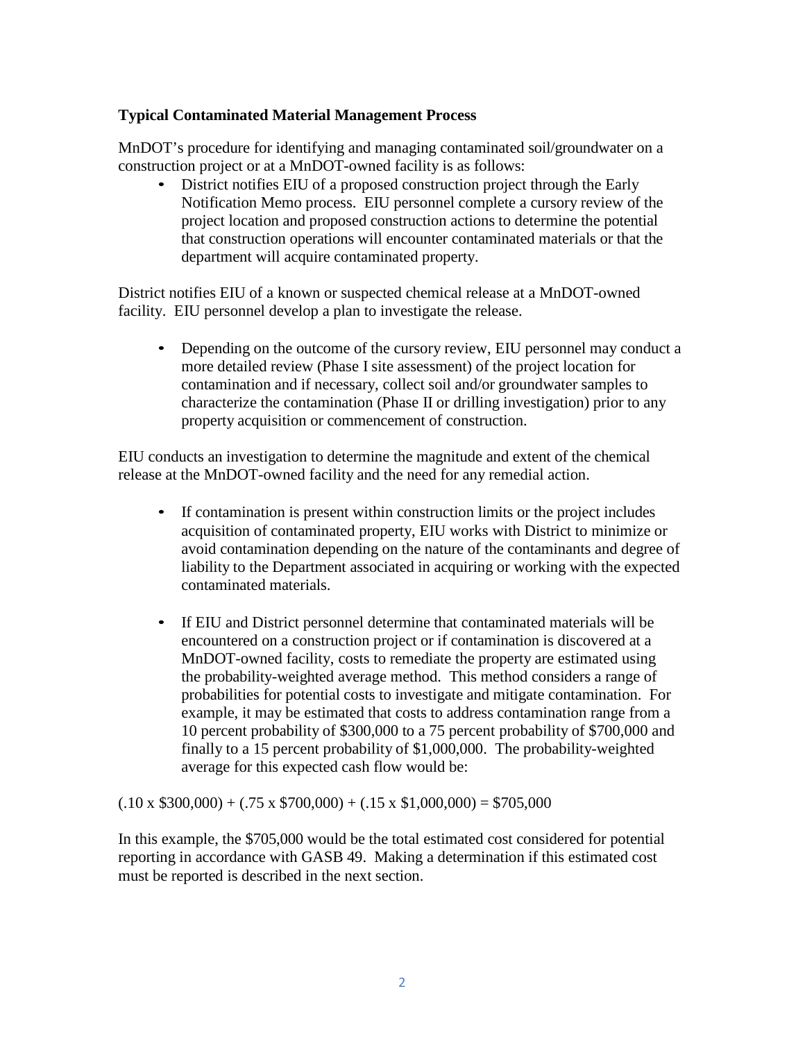**Typical Contaminated Material Management Process**

MnDOT's procedure for identifying and managing contaminated soil/groundwater on a construction project or at a MnDOT-owned facility is as follows:

- District notifies EIU of a proposed construction project through the Early Notification Memo process. EIU personnel complete a cursory review of the project location and proposed construction actions to determine the potential that construction operations will encounter contaminated materials or that the department will acquire contaminated property.

District notifies EIU of a known or suspected chemical release at a MnDOT-owned facility. EIU personnel develop a plan to investigate the release.

- Depending on the outcome of the cursory review, EIU personnel may conduct a more detailed review (Phase I site assessment) of the project location for contamination and if necessary, collect soil and/or groundwater samples to characterize the contamination (Phase II or drilling investigation) prior to any property acquisition or commencement of construction.

EIU conducts an investigation to determine the magnitude and extent of the chemical release at the MnDOT-owned facility and the need for any remedial action.

- If contamination is present within construction limits or the project includes acquisition of contaminated property, EIU works with District to minimize or avoid contamination depending on the nature of the contaminants and degree of liability to the Department associated in acquiring or working with the expected contaminated materials.

- If EIU and District personnel determine that contaminated materials will be encountered on a construction project or if contamination is discovered at a MnDOT-owned facility, costs to remediate the property are estimated using the probability-weighted average method. This method considers a range of probabilities for potential costs to investigate and mitigate contamination. For example, it may be estimated that costs to address contamination range from a 10 percent probability of \$300,000 to a 75 percent probability of \$700,000 and finally to a 15 percent probability of \$1,000,000. The probability-weighted average for this expected cash flow would be:

$(.10 \times \$300{,}000) + (.75 \times \$700{,}000) + (.15 \times \$1{,}000{,}000) = \$705{,}000$

In this example, the \$705,000 would be the total estimated cost considered for potential reporting in accordance with GASB 49. Making a determination if this estimated cost must be reported is described in the next section.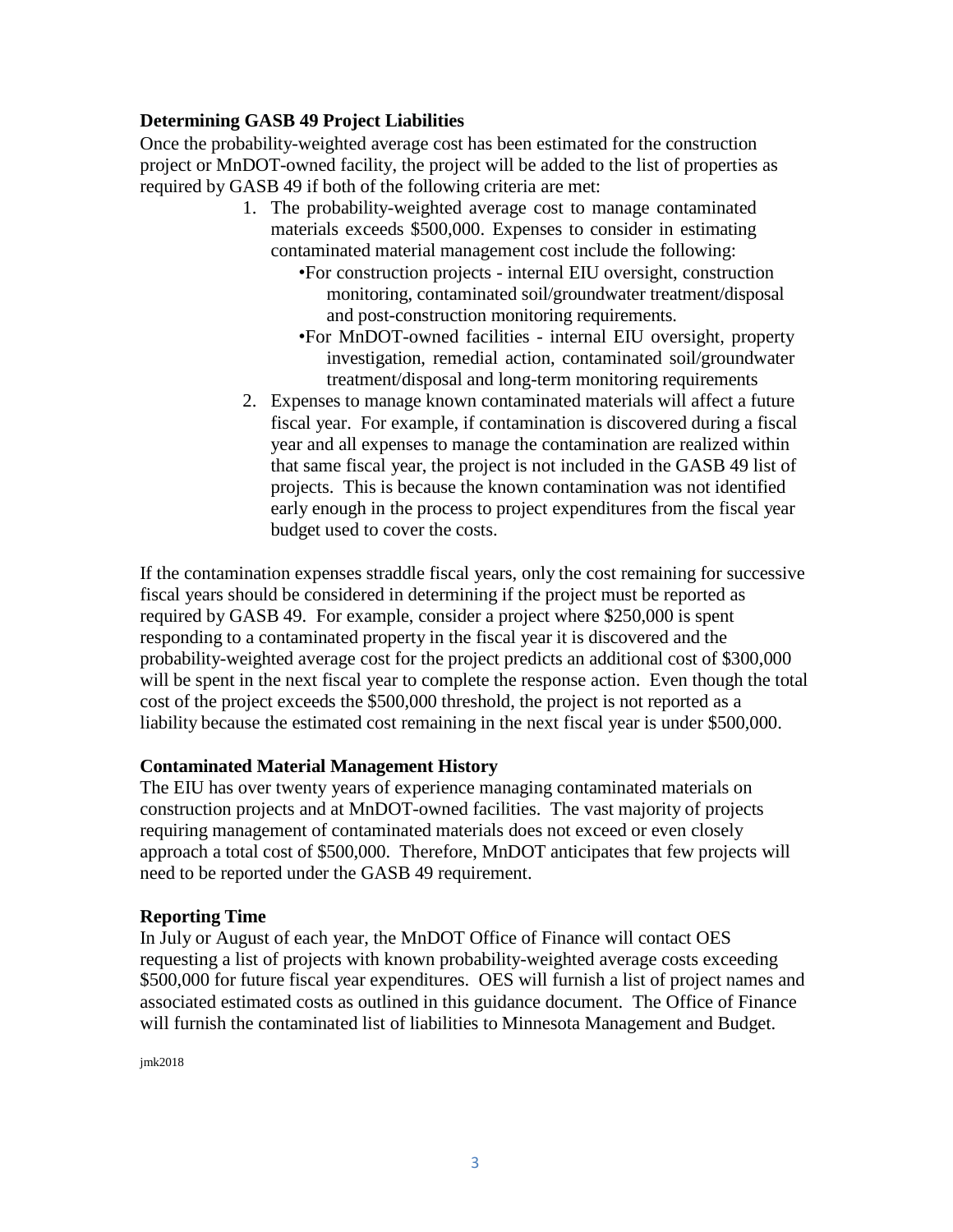**Determining GASB 49 Project Liabilities**

Once the probability-weighted average cost has been estimated for the construction project or MnDOT-owned facility, the project will be added to the list of properties as required by GASB 49 if both of the following criteria are met:

1. The probability-weighted average cost to manage contaminated materials exceeds $500,000. Expenses to consider in estimating contaminated material management cost include the following:
   - For construction projects - internal EIU oversight, construction monitoring, contaminated soil/groundwater treatment/disposal and post-construction monitoring requirements.
   - For MnDOT-owned facilities - internal EIU oversight, property investigation, remedial action, contaminated soil/groundwater treatment/disposal and long-term monitoring requirements
2. Expenses to manage known contaminated materials will affect a future fiscal year. For example, if contamination is discovered during a fiscal year and all expenses to manage the contamination are realized within that same fiscal year, the project is not included in the GASB 49 list of projects. This is because the known contamination was not identified early enough in the process to project expenditures from the fiscal year budget used to cover the costs.

If the contamination expenses straddle fiscal years, only the cost remaining for successive fiscal years should be considered in determining if the project must be reported as required by GASB 49. For example, consider a project where $250,000 is spent responding to a contaminated property in the fiscal year it is discovered and the probability-weighted average cost for the project predicts an additional cost of $300,000 will be spent in the next fiscal year to complete the response action. Even though the total cost of the project exceeds the $500,000 threshold, the project is not reported as a liability because the estimated cost remaining in the next fiscal year is under $500,000.

**Contaminated Material Management History**

The EIU has over twenty years of experience managing contaminated materials on construction projects and at MnDOT-owned facilities. The vast majority of projects requiring management of contaminated materials does not exceed or even closely approach a total cost of $500,000. Therefore, MnDOT anticipates that few projects will need to be reported under the GASB 49 requirement.

**Reporting Time**

In July or August of each year, the MnDOT Office of Finance will contact OES requesting a list of projects with known probability-weighted average costs exceeding $500,000 for future fiscal year expenditures. OES will furnish a list of project names and associated estimated costs as outlined in this guidance document. The Office of Finance will furnish the contaminated list of liabilities to Minnesota Management and Budget.

jmk2018